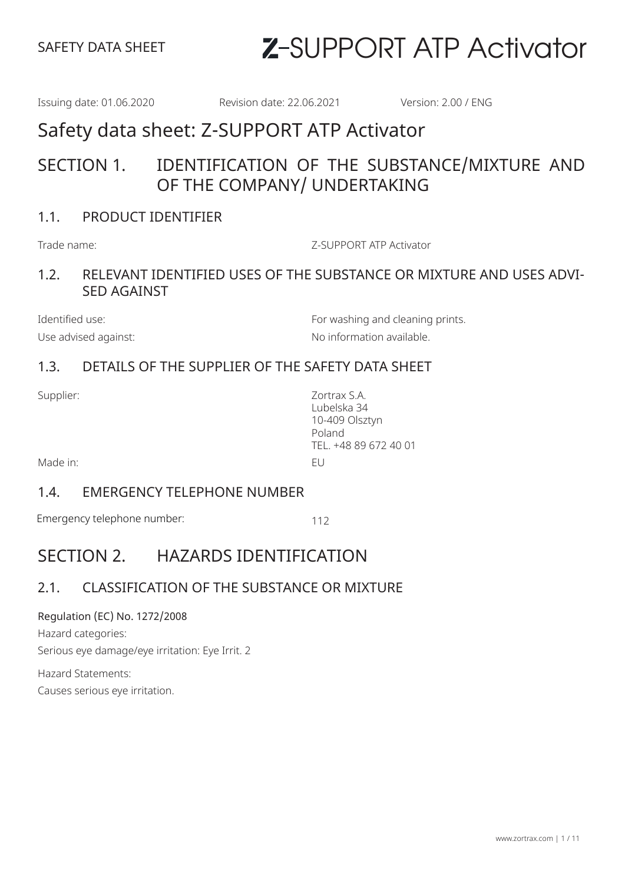SAFETY DATA SHEET

# Z-SUPPORT ATP Activator

Issuing date: 01.06.2020 | Revision date: 22.06.2021 | Version: 2.00 / ENG

# Safety data sheet: Z-SUPPORT ATP Activator

## SECTION 1. IDENTIFICATION OF THE SUBSTANCE/MIXTURE AND OF THE COMPANY/ UNDERTAKING

### 1.1. PRODUCT IDENTIFIER

Trade name: Z-SUPPORT ATP Activator

### 1.2. RELEVANT IDENTIFIED USES OF THE SUBSTANCE OR MIXTURE AND USES ADVISED AGAINST

Identified use: For washing and cleaning prints.

Use advised against: No information available.

### 1.3. DETAILS OF THE SUPPLIER OF THE SAFETY DATA SHEET

Supplier:
Zortrax S.A.
Lubelska 34
10-409 Olsztyn
Poland
TEL. +48 89 672 40 01

Made in: EU

### 1.4. EMERGENCY TELEPHONE NUMBER

Emergency telephone number: 112

## SECTION 2. HAZARDS IDENTIFICATION

### 2.1. CLASSIFICATION OF THE SUBSTANCE OR MIXTURE

Regulation (EC) No. 1272/2008

Hazard categories:

Serious eye damage/eye irritation: Eye Irrit. 2

Hazard Statements:

Causes serious eye irritation.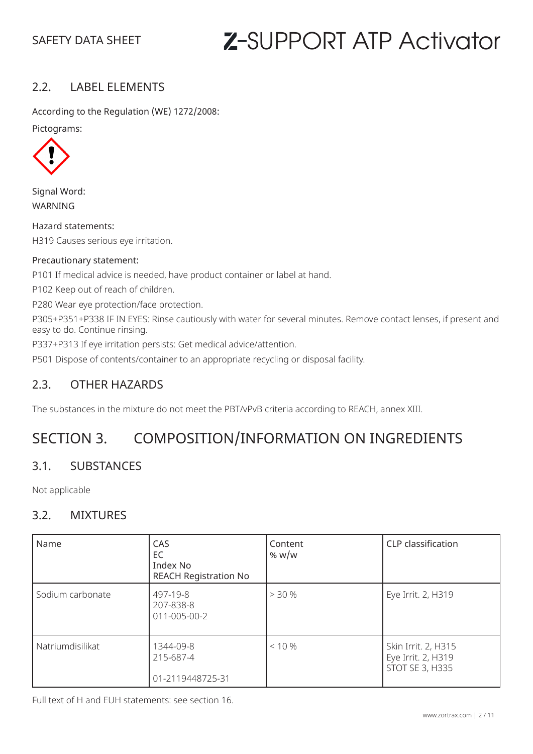## 2.2. LABEL ELEMENTS

According to the Regulation (WE) 1272/2008:

Pictograms:

Signal Word:
WARNING

Hazard statements:
H319 Causes serious eye irritation.

Precautionary statement:

P101 If medical advice is needed, have product container or label at hand.

P102 Keep out of reach of children.

P280 Wear eye protection/face protection.

P305+P351+P338 IF IN EYES: Rinse cautiously with water for several minutes. Remove contact lenses, if present and easy to do. Continue rinsing.

P337+P313 If eye irritation persists: Get medical advice/attention.

P501 Dispose of contents/container to an appropriate recycling or disposal facility.

## 2.3. OTHER HAZARDS

The substances in the mixture do not meet the PBT/vPvB criteria according to REACH, annex XIII.

# SECTION 3. COMPOSITION/INFORMATION ON INGREDIENTS

## 3.1. SUBSTANCES

Not applicable

## 3.2. MIXTURES

| Name | CAS<br>EC<br>Index No<br>REACH Registration No | Content<br>% w/w | CLP classification |
|---|---|---|---|
| Sodium carbonate | 497-19-8<br>207-838-8<br>011-005-00-2 | > 30 % | Eye Irrit. 2, H319 |
| Natriumdisilikat | 1344-09-8<br>215-687-4<br><br>01-2119448725-31 | < 10 % | Skin Irrit. 2, H315<br>Eye Irrit. 2, H319<br>STOT SE 3, H335 |

Full text of H and EUH statements: see section 16.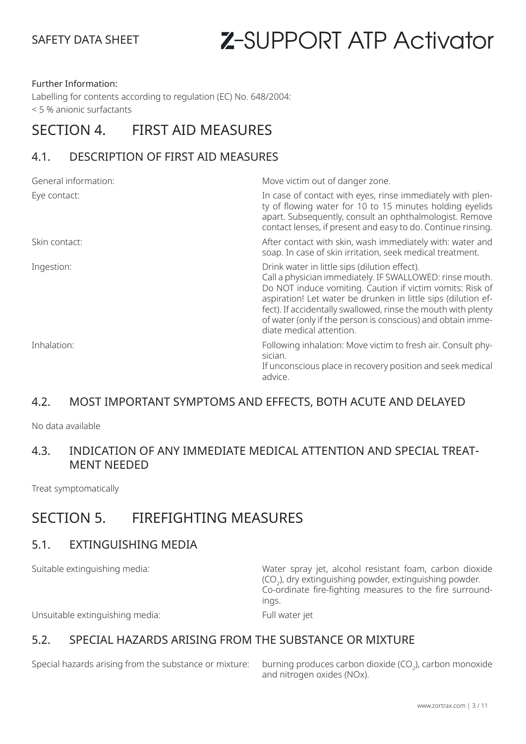Further Information:

Labelling for contents according to regulation (EC) No. 648/2004:

< 5 % anionic surfactants

# SECTION 4. FIRST AID MEASURES

## 4.1. DESCRIPTION OF FIRST AID MEASURES

| | |
|---|---|
| General information: | Move victim out of danger zone. |
| Eye contact: | In case of contact with eyes, rinse immediately with plenty of flowing water for 10 to 15 minutes holding eyelids apart. Subsequently, consult an ophthalmologist. Remove contact lenses, if present and easy to do. Continue rinsing. |
| Skin contact: | After contact with skin, wash immediately with: water and soap. In case of skin irritation, seek medical treatment. |
| Ingestion: | Drink water in little sips (dilution effect). Call a physician immediately. IF SWALLOWED: rinse mouth. Do NOT induce vomiting. Caution if victim vomits: Risk of aspiration! Let water be drunken in little sips (dilution effect). If accidentally swallowed, rinse the mouth with plenty of water (only if the person is conscious) and obtain immediate medical attention. |
| Inhalation: | Following inhalation: Move victim to fresh air. Consult physician. If unconscious place in recovery position and seek medical advice. |

## 4.2. MOST IMPORTANT SYMPTOMS AND EFFECTS, BOTH ACUTE AND DELAYED

No data available

## 4.3. INDICATION OF ANY IMMEDIATE MEDICAL ATTENTION AND SPECIAL TREATMENT NEEDED

Treat symptomatically

# SECTION 5. FIREFIGHTING MEASURES

## 5.1. EXTINGUISHING MEDIA

| | |
|---|---|
| Suitable extinguishing media: | Water spray jet, alcohol resistant foam, carbon dioxide ($CO_2$), dry extinguishing powder, extinguishing powder. Co-ordinate fire-fighting measures to the fire surroundings. |
| Unsuitable extinguishing media: | Full water jet |

## 5.2. SPECIAL HAZARDS ARISING FROM THE SUBSTANCE OR MIXTURE

| | |
|---|---|
| Special hazards arising from the substance or mixture: | burning produces carbon dioxide ($CO_2$), carbon monoxide and nitrogen oxides (NOx). |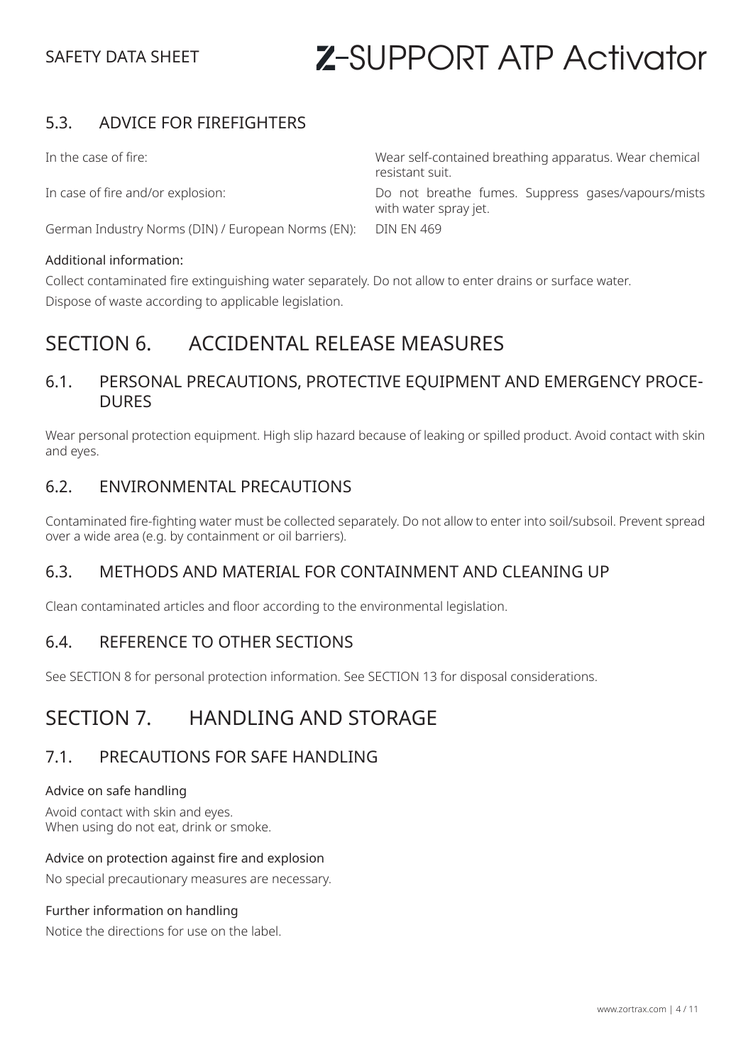### 5.3. ADVICE FOR FIREFIGHTERS

| | |
|---|---|
| In the case of fire: | Wear self-contained breathing apparatus. Wear chemical resistant suit. |
| In case of fire and/or explosion: | Do not breathe fumes. Suppress gases/vapours/mists with water spray jet. |
| German Industry Norms (DIN) / European Norms (EN): | DIN EN 469 |

Additional information:

Collect contaminated fire extinguishing water separately. Do not allow to enter drains or surface water.

Dispose of waste according to applicable legislation.

## SECTION 6. ACCIDENTAL RELEASE MEASURES

### 6.1. PERSONAL PRECAUTIONS, PROTECTIVE EQUIPMENT AND EMERGENCY PROCEDURES

Wear personal protection equipment. High slip hazard because of leaking or spilled product. Avoid contact with skin and eyes.

### 6.2. ENVIRONMENTAL PRECAUTIONS

Contaminated fire-fighting water must be collected separately. Do not allow to enter into soil/subsoil. Prevent spread over a wide area (e.g. by containment or oil barriers).

### 6.3. METHODS AND MATERIAL FOR CONTAINMENT AND CLEANING UP

Clean contaminated articles and floor according to the environmental legislation.

### 6.4. REFERENCE TO OTHER SECTIONS

See SECTION 8 for personal protection information. See SECTION 13 for disposal considerations.

## SECTION 7. HANDLING AND STORAGE

### 7.1. PRECAUTIONS FOR SAFE HANDLING

Advice on safe handling

Avoid contact with skin and eyes.
When using do not eat, drink or smoke.

Advice on protection against fire and explosion

No special precautionary measures are necessary.

Further information on handling

Notice the directions for use on the label.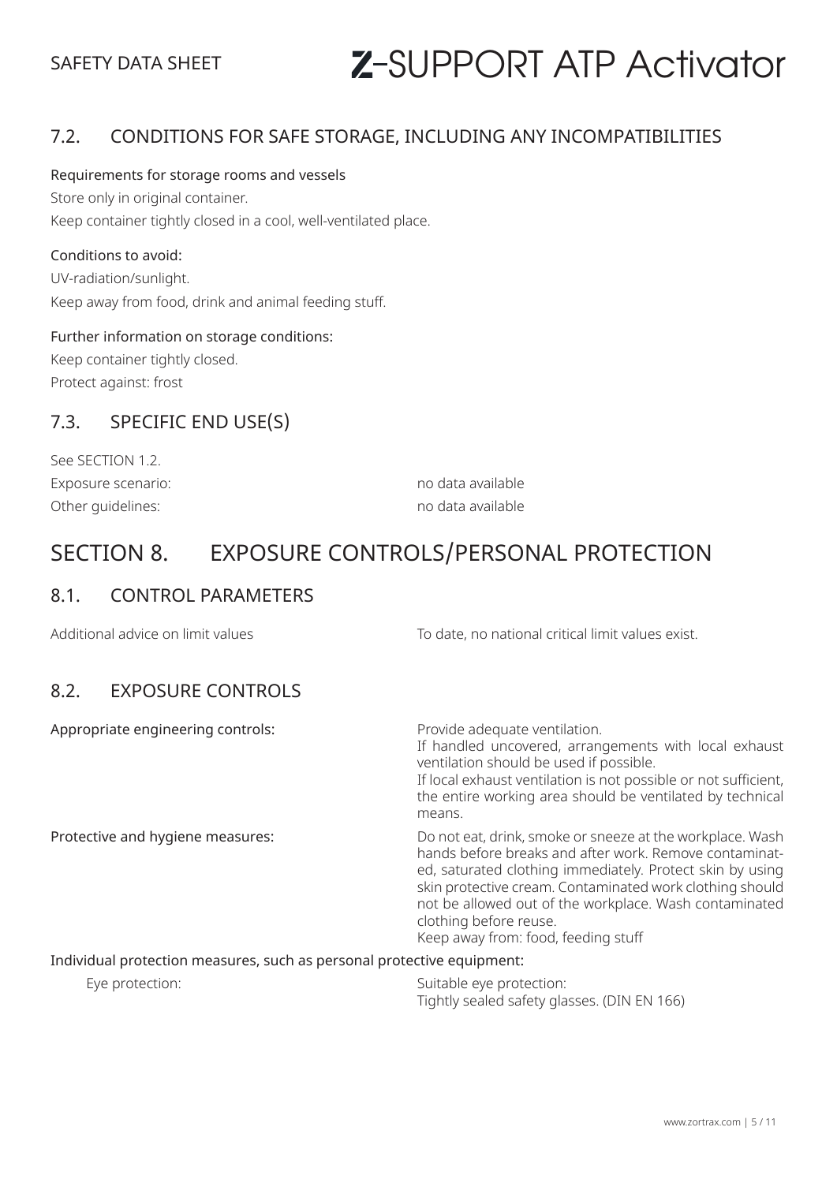## 7.2. CONDITIONS FOR SAFE STORAGE, INCLUDING ANY INCOMPATIBILITIES

Requirements for storage rooms and vessels

Store only in original container.

Keep container tightly closed in a cool, well-ventilated place.

Conditions to avoid:

UV-radiation/sunlight.

Keep away from food, drink and animal feeding stuff.

Further information on storage conditions:

Keep container tightly closed.

Protect against: frost

## 7.3. SPECIFIC END USE(S)

See SECTION 1.2.

| | |
|---|---|
| Exposure scenario: | no data available |
| Other guidelines: | no data available |

# SECTION 8. EXPOSURE CONTROLS/PERSONAL PROTECTION

## 8.1. CONTROL PARAMETERS

| | |
|---|---|
| Additional advice on limit values | To date, no national critical limit values exist. |

## 8.2. EXPOSURE CONTROLS

| | |
|---|---|
| Appropriate engineering controls: | Provide adequate ventilation. If handled uncovered, arrangements with local exhaust ventilation should be used if possible. If local exhaust ventilation is not possible or not sufficient, the entire working area should be ventilated by technical means. |
| Protective and hygiene measures: | Do not eat, drink, smoke or sneeze at the workplace. Wash hands before breaks and after work. Remove contaminated, saturated clothing immediately. Protect skin by using skin protective cream. Contaminated work clothing should not be allowed out of the workplace. Wash contaminated clothing before reuse. Keep away from: food, feeding stuff |

Individual protection measures, such as personal protective equipment:

| | |
|---|---|
| Eye protection: | Suitable eye protection: Tightly sealed safety glasses. (DIN EN 166) |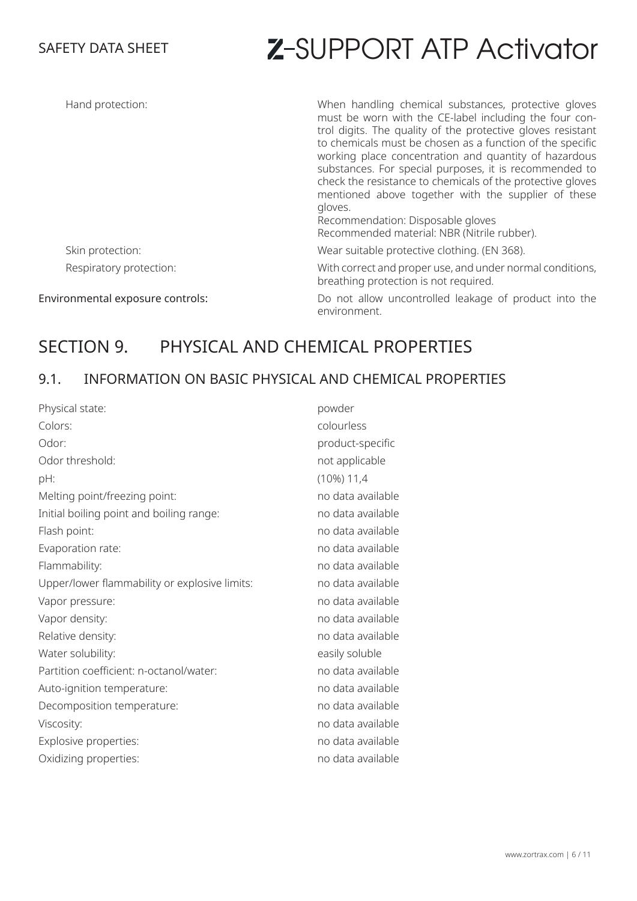| | |
|---|---|
| Hand protection: | When handling chemical substances, protective gloves must be worn with the CE-label including the four control digits. The quality of the protective gloves resistant to chemicals must be chosen as a function of the specific working place concentration and quantity of hazardous substances. For special purposes, it is recommended to check the resistance to chemicals of the protective gloves mentioned above together with the supplier of these gloves.<br>Recommendation: Disposable gloves<br>Recommended material: NBR (Nitrile rubber). |
| Skin protection: | Wear suitable protective clothing. (EN 368). |
| Respiratory protection: | With correct and proper use, and under normal conditions, breathing protection is not required. |
| Environmental exposure controls: | Do not allow uncontrolled leakage of product into the environment. |

# SECTION 9. PHYSICAL AND CHEMICAL PROPERTIES

## 9.1. INFORMATION ON BASIC PHYSICAL AND CHEMICAL PROPERTIES

| | |
|---|---|
| Physical state: | powder |
| Colors: | colourless |
| Odor: | product-specific |
| Odor threshold: | not applicable |
| pH: | (10%) 11,4 |
| Melting point/freezing point: | no data available |
| Initial boiling point and boiling range: | no data available |
| Flash point: | no data available |
| Evaporation rate: | no data available |
| Flammability: | no data available |
| Upper/lower flammability or explosive limits: | no data available |
| Vapor pressure: | no data available |
| Vapor density: | no data available |
| Relative density: | no data available |
| Water solubility: | easily soluble |
| Partition coefficient: n-octanol/water: | no data available |
| Auto-ignition temperature: | no data available |
| Decomposition temperature: | no data available |
| Viscosity: | no data available |
| Explosive properties: | no data available |
| Oxidizing properties: | no data available |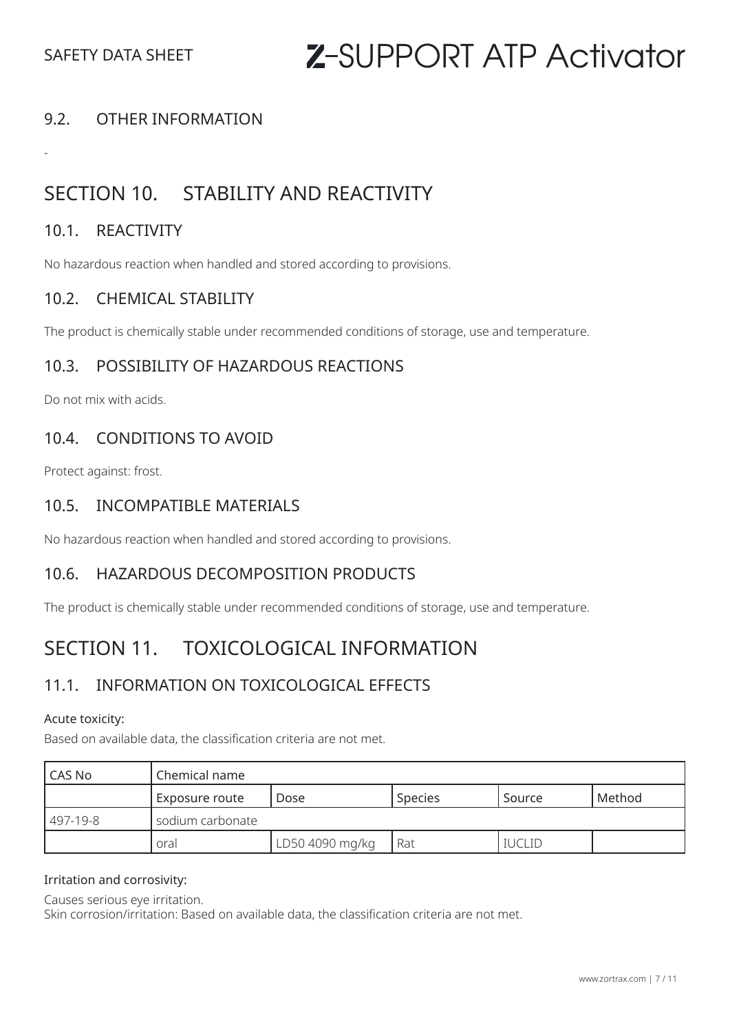### 9.2. OTHER INFORMATION

-

## SECTION 10. STABILITY AND REACTIVITY

### 10.1. REACTIVITY

No hazardous reaction when handled and stored according to provisions.

### 10.2. CHEMICAL STABILITY

The product is chemically stable under recommended conditions of storage, use and temperature.

### 10.3. POSSIBILITY OF HAZARDOUS REACTIONS

Do not mix with acids.

### 10.4. CONDITIONS TO AVOID

Protect against: frost.

### 10.5. INCOMPATIBLE MATERIALS

No hazardous reaction when handled and stored according to provisions.

### 10.6. HAZARDOUS DECOMPOSITION PRODUCTS

The product is chemically stable under recommended conditions of storage, use and temperature.

## SECTION 11. TOXICOLOGICAL INFORMATION

### 11.1. INFORMATION ON TOXICOLOGICAL EFFECTS

Acute toxicity:

Based on available data, the classification criteria are not met.

| CAS No | Chemical name | | | | |
|---|---|---|---|---|---|
| | Exposure route | Dose | Species | Source | Method |
| 497-19-8 | sodium carbonate | | | | |
| | oral | LD50 4090 mg/kg | Rat | IUCLID | |

Irritation and corrosivity:

Causes serious eye irritation.
Skin corrosion/irritation: Based on available data, the classification criteria are not met.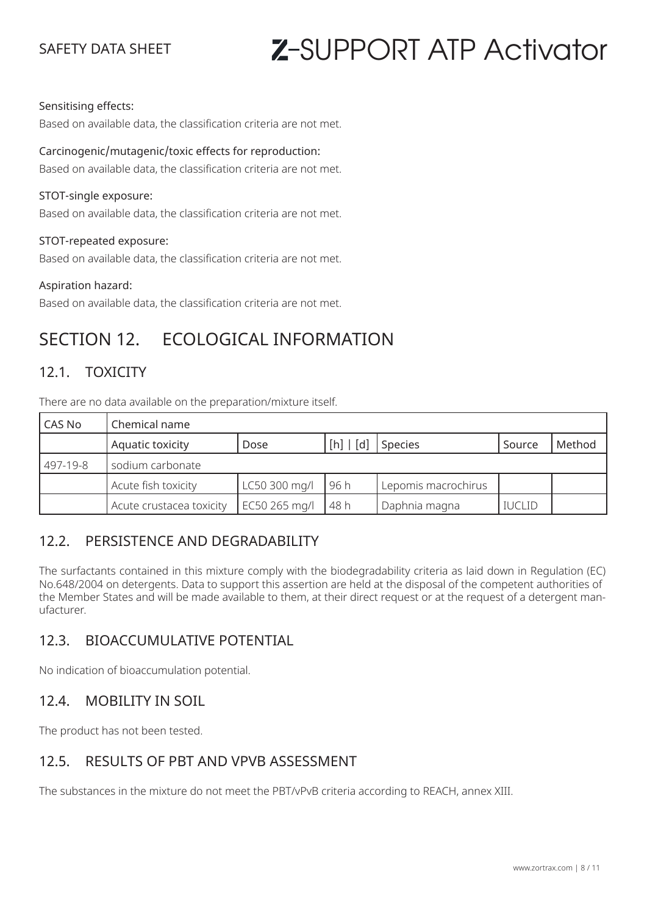Sensitising effects:

Based on available data, the classification criteria are not met.

Carcinogenic/mutagenic/toxic effects for reproduction:

Based on available data, the classification criteria are not met.

STOT-single exposure:

Based on available data, the classification criteria are not met.

STOT-repeated exposure:

Based on available data, the classification criteria are not met.

Aspiration hazard:

Based on available data, the classification criteria are not met.

# SECTION 12. ECOLOGICAL INFORMATION

## 12.1. TOXICITY

There are no data available on the preparation/mixture itself.

| CAS No | Chemical name | | | | | |
|---|---|---|---|---|---|---|
| | Aquatic toxicity | Dose | [h] \| [d] | Species | Source | Method |
| 497-19-8 | sodium carbonate | | | | | |
| | Acute fish toxicity | LC50 300 mg/l | 96 h | Lepomis macrochirus | | |
| | Acute crustacea toxicity | EC50 265 mg/l | 48 h | Daphnia magna | IUCLID | |

## 12.2. PERSISTENCE AND DEGRADABILITY

The surfactants contained in this mixture comply with the biodegradability criteria as laid down in Regulation (EC) No.648/2004 on detergents. Data to support this assertion are held at the disposal of the competent authorities of the Member States and will be made available to them, at their direct request or at the request of a detergent manufacturer.

## 12.3. BIOACCUMULATIVE POTENTIAL

No indication of bioaccumulation potential.

## 12.4. MOBILITY IN SOIL

The product has not been tested.

## 12.5. RESULTS OF PBT AND VPVB ASSESSMENT

The substances in the mixture do not meet the PBT/vPvB criteria according to REACH, annex XIII.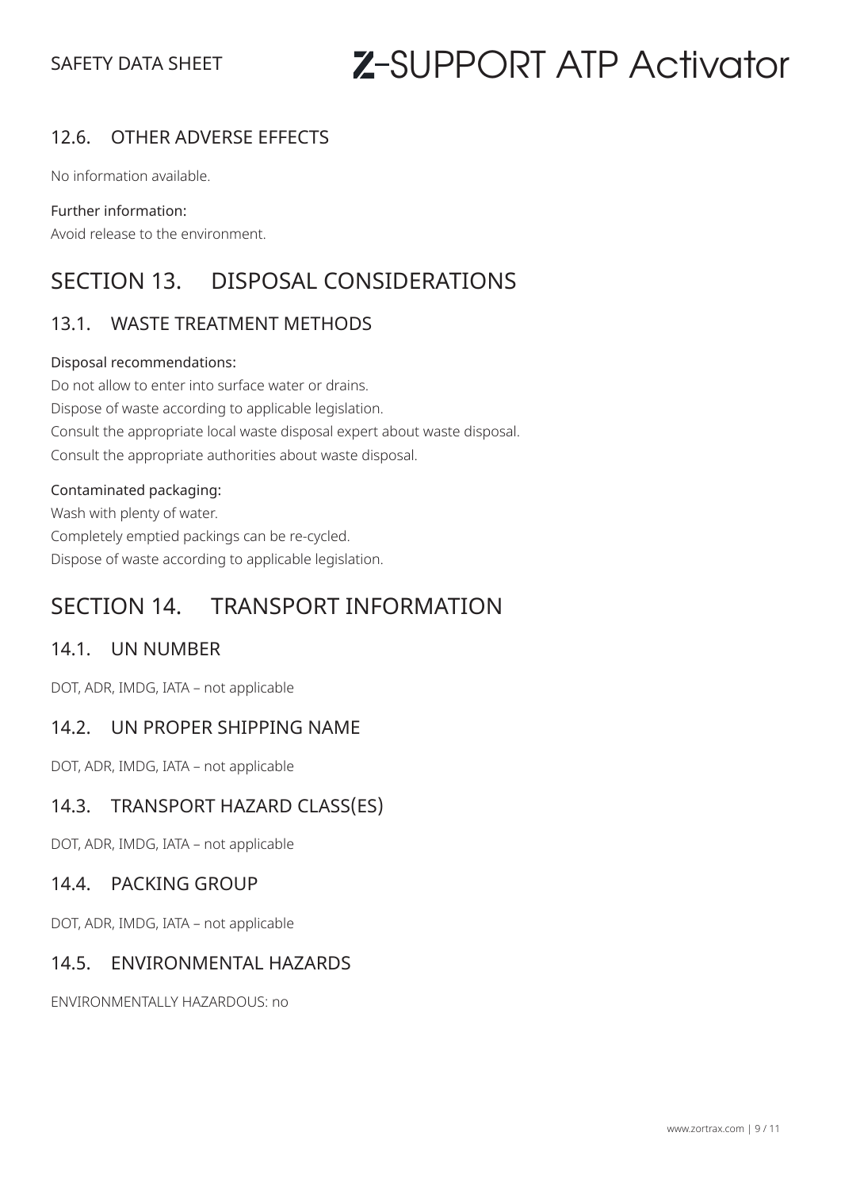### 12.6. OTHER ADVERSE EFFECTS

No information available.

Further information:
Avoid release to the environment.

## SECTION 13. DISPOSAL CONSIDERATIONS

### 13.1. WASTE TREATMENT METHODS

Disposal recommendations:
Do not allow to enter into surface water or drains.
Dispose of waste according to applicable legislation.
Consult the appropriate local waste disposal expert about waste disposal.
Consult the appropriate authorities about waste disposal.

Contaminated packaging:
Wash with plenty of water.
Completely emptied packings can be re-cycled.
Dispose of waste according to applicable legislation.

## SECTION 14. TRANSPORT INFORMATION

### 14.1. UN NUMBER

DOT, ADR, IMDG, IATA – not applicable

### 14.2. UN PROPER SHIPPING NAME

DOT, ADR, IMDG, IATA – not applicable

### 14.3. TRANSPORT HAZARD CLASS(ES)

DOT, ADR, IMDG, IATA – not applicable

### 14.4. PACKING GROUP

DOT, ADR, IMDG, IATA – not applicable

### 14.5. ENVIRONMENTAL HAZARDS

ENVIRONMENTALLY HAZARDOUS: no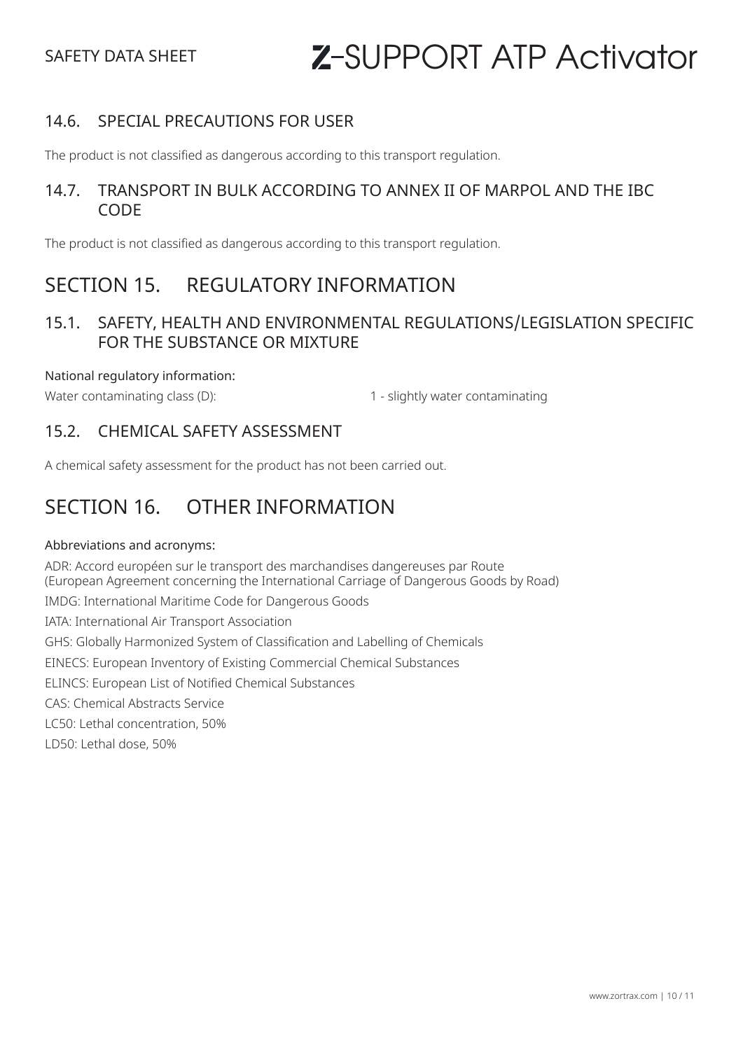### 14.6. SPECIAL PRECAUTIONS FOR USER

The product is not classified as dangerous according to this transport regulation.

### 14.7. TRANSPORT IN BULK ACCORDING TO ANNEX II OF MARPOL AND THE IBC CODE

The product is not classified as dangerous according to this transport regulation.

## SECTION 15. REGULATORY INFORMATION

### 15.1. SAFETY, HEALTH AND ENVIRONMENTAL REGULATIONS/LEGISLATION SPECIFIC FOR THE SUBSTANCE OR MIXTURE

National regulatory information:

Water contaminating class (D): 1 - slightly water contaminating

### 15.2. CHEMICAL SAFETY ASSESSMENT

A chemical safety assessment for the product has not been carried out.

## SECTION 16. OTHER INFORMATION

Abbreviations and acronyms:

ADR: Accord européen sur le transport des marchandises dangereuses par Route
(European Agreement concerning the International Carriage of Dangerous Goods by Road)

IMDG: International Maritime Code for Dangerous Goods

IATA: International Air Transport Association

GHS: Globally Harmonized System of Classification and Labelling of Chemicals

EINECS: European Inventory of Existing Commercial Chemical Substances

ELINCS: European List of Notified Chemical Substances

CAS: Chemical Abstracts Service

LC50: Lethal concentration, 50%

LD50: Lethal dose, 50%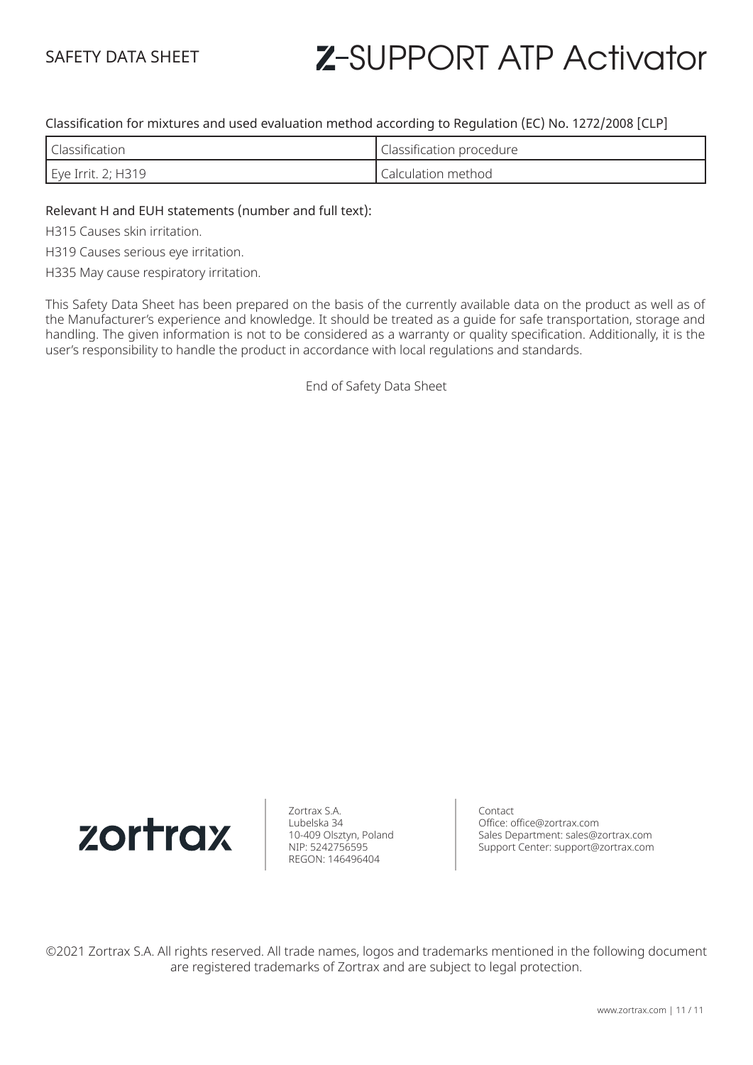Classification for mixtures and used evaluation method according to Regulation (EC) No. 1272/2008 [CLP]

| Classification | Classification procedure |
|---|---|
| Eye Irrit. 2; H319 | Calculation method |

Relevant H and EUH statements (number and full text):

H315 Causes skin irritation.

H319 Causes serious eye irritation.

H335 May cause respiratory irritation.

This Safety Data Sheet has been prepared on the basis of the currently available data on the product as well as of the Manufacturer's experience and knowledge. It should be treated as a guide for safe transportation, storage and handling. The given information is not to be considered as a warranty or quality specification. Additionally, it is the user's responsibility to handle the product in accordance with local regulations and standards.

End of Safety Data Sheet

zortrax

Zortrax S.A.
Lubelska 34
10-409 Olsztyn, Poland
NIP: 5242756595
REGON: 146496404

Contact
Office: office@zortrax.com
Sales Department: sales@zortrax.com
Support Center: support@zortrax.com

©2021 Zortrax S.A. All rights reserved. All trade names, logos and trademarks mentioned in the following document are registered trademarks of Zortrax and are subject to legal protection.